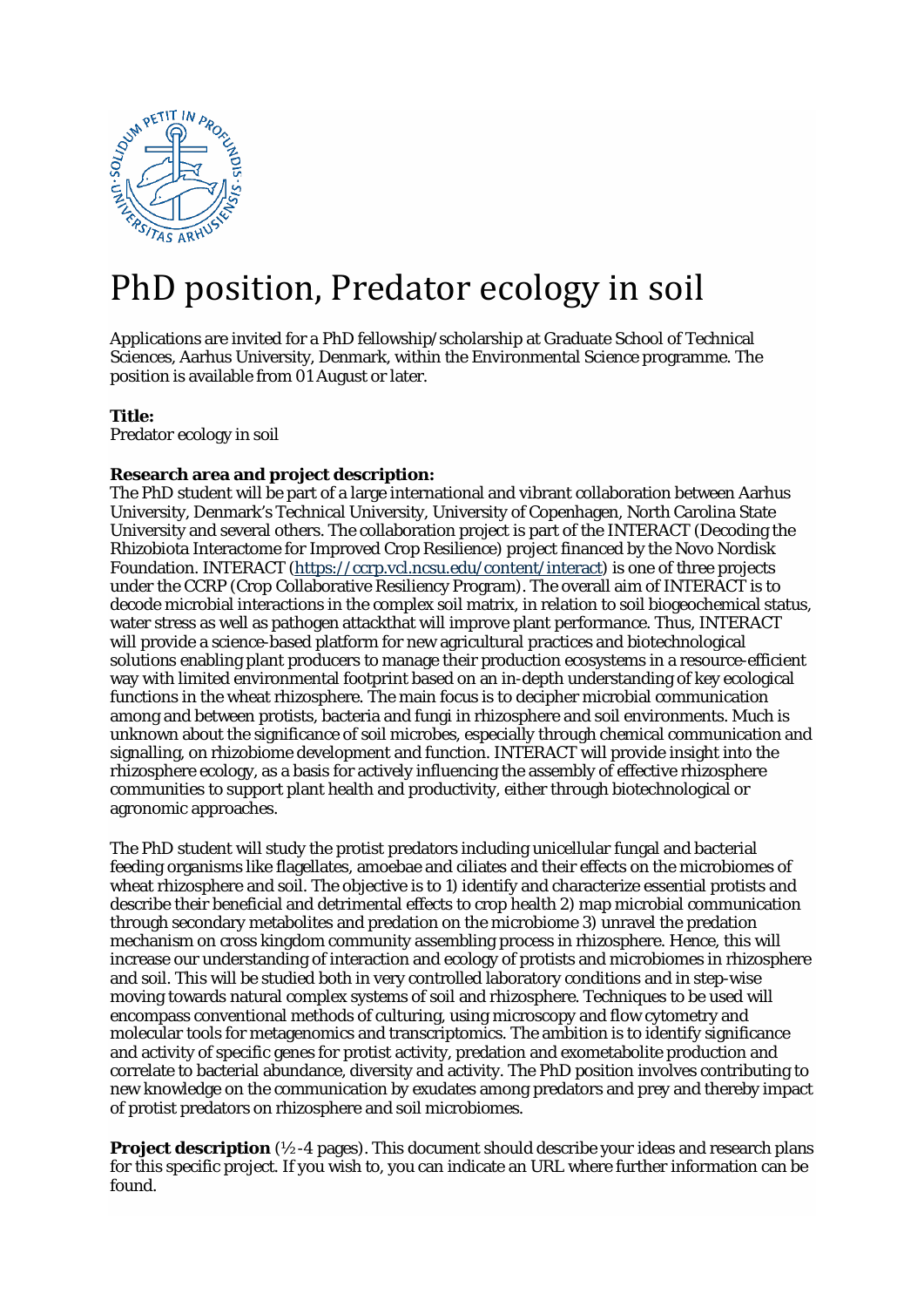# PhD position, Predator ecology in soil

Applications are invited for a PhD fellowship/scholarship at Graduate School of Technical Sciences, Aarhus University, Denmark, within the Environmental Science programme. The position is available from 01 August or later.

**Title:**
Predator ecology in soil

**Research area and project description:**
The PhD student will be part of a large international and vibrant collaboration between Aarhus University, Denmark's Technical University, University of Copenhagen, North Carolina State University and several others. The collaboration project is part of the INTERACT (Decoding the Rhizobiota Interactome for Improved Crop Resilience) project financed by the Novo Nordisk Foundation. INTERACT (https://ccrp.vcl.ncsu.edu/content/interact) is one of three projects under the CCRP (Crop Collaborative Resiliency Program). The overall aim of INTERACT is to decode microbial interactions in the complex soil matrix, in relation to soil biogeochemical status, water stress as well as pathogen attackthat will improve plant performance. Thus, INTERACT will provide a science-based platform for new agricultural practices and biotechnological solutions enabling plant producers to manage their production ecosystems in a resource-efficient way with limited environmental footprint based on an in-depth understanding of key ecological functions in the wheat rhizosphere. The main focus is to decipher microbial communication among and between protists, bacteria and fungi in rhizosphere and soil environments. Much is unknown about the significance of soil microbes, especially through chemical communication and signalling, on rhizobiome development and function. INTERACT will provide insight into the rhizosphere ecology, as a basis for actively influencing the assembly of effective rhizosphere communities to support plant health and productivity, either through biotechnological or agronomic approaches.

The PhD student will study the protist predators including unicellular fungal and bacterial feeding organisms like flagellates, amoebae and ciliates and their effects on the microbiomes of wheat rhizosphere and soil. The objective is to 1) identify and characterize essential protists and describe their beneficial and detrimental effects to crop health 2) map microbial communication through secondary metabolites and predation on the microbiome 3) unravel the predation mechanism on cross kingdom community assembling process in rhizosphere. Hence, this will increase our understanding of interaction and ecology of protists and microbiomes in rhizosphere and soil. This will be studied both in very controlled laboratory conditions and in step-wise moving towards natural complex systems of soil and rhizosphere. Techniques to be used will encompass conventional methods of culturing, using microscopy and flow cytometry and molecular tools for metagenomics and transcriptomics. The ambition is to identify significance and activity of specific genes for protist activity, predation and exometabolite production and correlate to bacterial abundance, diversity and activity. The PhD position involves contributing to new knowledge on the communication by exudates among predators and prey and thereby impact of protist predators on rhizosphere and soil microbiomes.

**Project description** (½-4 pages). This document should describe your ideas and research plans for this specific project. If you wish to, you can indicate an URL where further information can be found.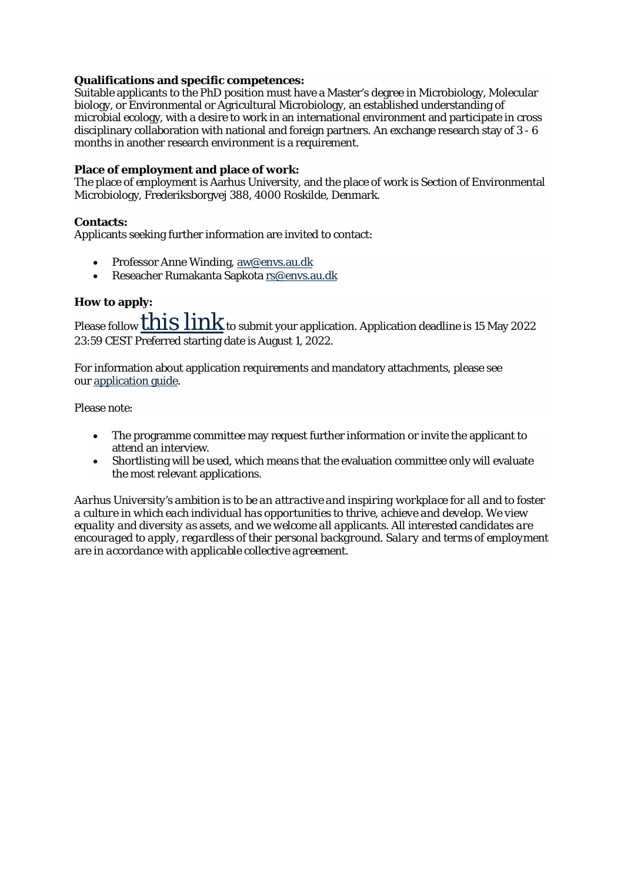**Qualifications and specific competences:**
Suitable applicants to the PhD position must have a Master's degree in Microbiology, Molecular biology, or Environmental or Agricultural Microbiology, an established understanding of microbial ecology, with a desire to work in an international environment and participate in cross disciplinary collaboration with national and foreign partners. An exchange research stay of 3 - 6 months in another research environment is a requirement.

**Place of employment and place of work:**
The place of employment is Aarhus University, and the place of work is Section of Environmental Microbiology, Frederiksborgvej 388, 4000 Roskilde, Denmark.

**Contacts:**
Applicants seeking further information are invited to contact:

- Professor Anne Winding, aw@envs.au.dk
- Reseacher Rumakanta Sapkota rs@envs.au.dk

**How to apply:**
Please follow this link to submit your application. Application deadline is 15 May 2022 23:59 CEST Preferred starting date is August 1, 2022.

For information about application requirements and mandatory attachments, please see our application guide.

Please note:

- The programme committee may request further information or invite the applicant to attend an interview.
- Shortlisting will be used, which means that the evaluation committee only will evaluate the most relevant applications.

*Aarhus University's ambition is to be an attractive and inspiring workplace for all and to foster a culture in which each individual has opportunities to thrive, achieve and develop. We view equality and diversity as assets, and we welcome all applicants. All interested candidates are encouraged to apply, regardless of their personal background. Salary and terms of employment are in accordance with applicable collective agreement.*